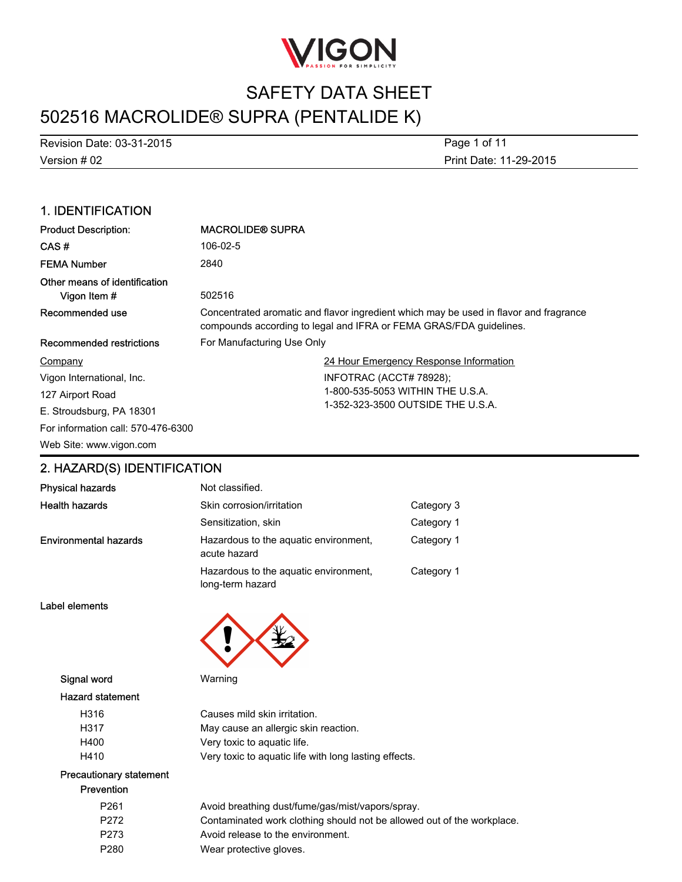# SAFETY DATA SHEET

# 502516 MACROLIDE® SUPRA (PENTALIDE K)

Revision Date: 03-31-2015
Version # 02
Print Date: 11-29-2015

## 1. IDENTIFICATION

| | |
|---|---|
| **Product Description:** | **MACROLIDE® SUPRA** |
| **CAS #** | 106-02-5 |
| **FEMA Number** | 2840 |
| **Other means of identification** | |
| Vigon Item # | 502516 |
| **Recommended use** | Concentrated aromatic and flavor ingredient which may be used in flavor and fragrance compounds according to legal and IFRA or FEMA GRAS/FDA guidelines. |
| **Recommended restrictions** | For Manufacturing Use Only |

**Company**
Vigon International, Inc.
127 Airport Road
E. Stroudsburg, PA 18301
For information call: 570-476-6300
Web Site: www.vigon.com

**24 Hour Emergency Response Information**
INFOTRAC (ACCT# 78928);
1-800-535-5053 WITHIN THE U.S.A.
1-352-323-3500 OUTSIDE THE U.S.A.

## 2. HAZARD(S) IDENTIFICATION

| | | |
|---|---|---|
| **Physical hazards** | Not classified. | |
| **Health hazards** | Skin corrosion/irritation | Category 3 |
| | Sensitization, skin | Category 1 |
| **Environmental hazards** | Hazardous to the aquatic environment, acute hazard | Category 1 |
| | Hazardous to the aquatic environment, long-term hazard | Category 1 |

**Label elements**

**Signal word** Warning

**Hazard statement**

| | |
|---|---|
| H316 | Causes mild skin irritation. |
| H317 | May cause an allergic skin reaction. |
| H400 | Very toxic to aquatic life. |
| H410 | Very toxic to aquatic life with long lasting effects. |

**Precautionary statement**

**Prevention**

| | |
|---|---|
| P261 | Avoid breathing dust/fume/gas/mist/vapors/spray. |
| P272 | Contaminated work clothing should not be allowed out of the workplace. |
| P273 | Avoid release to the environment. |
| P280 | Wear protective gloves. |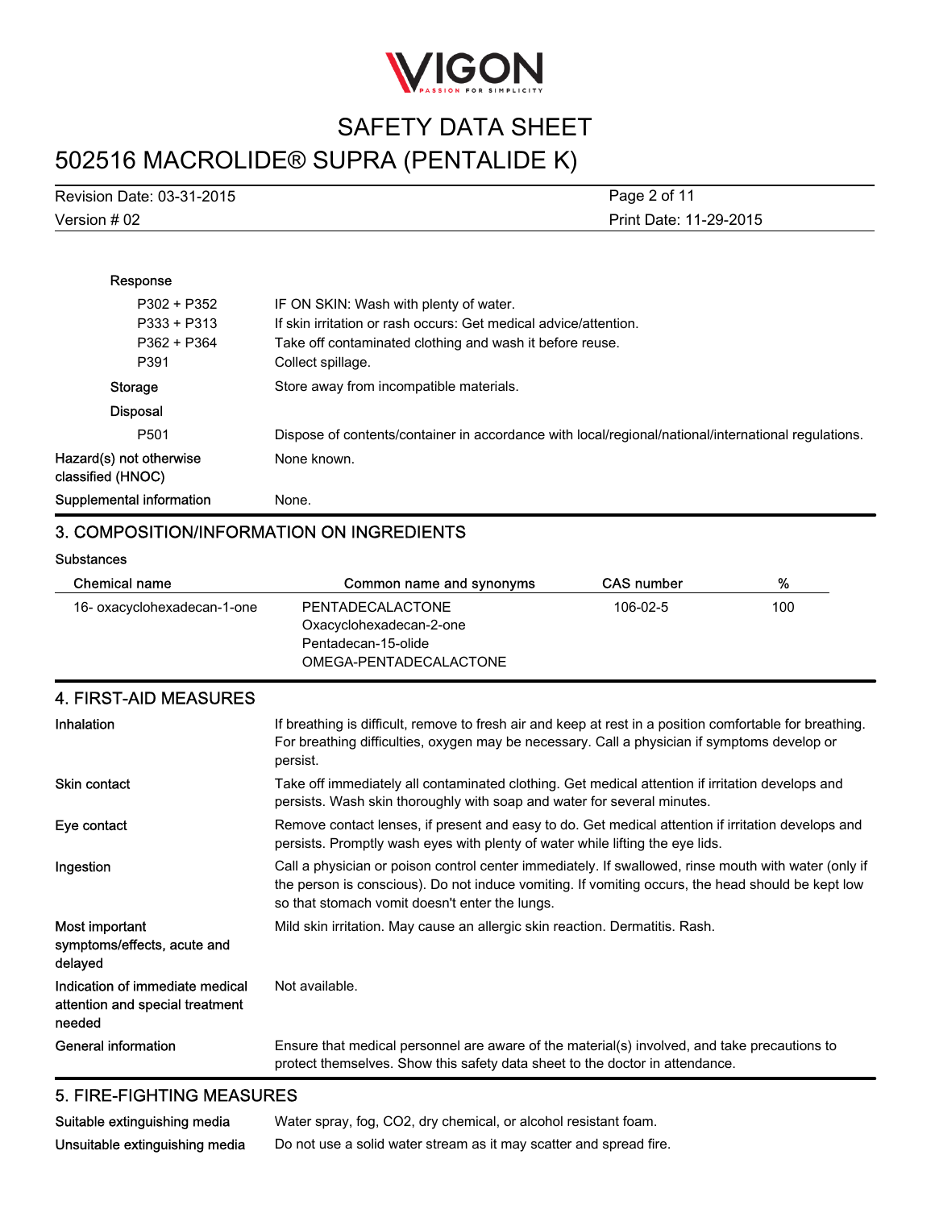**Response**

| | |
|---|---|
| P302 + P352 | IF ON SKIN: Wash with plenty of water. |
| P333 + P313 | If skin irritation or rash occurs: Get medical advice/attention. |
| P362 + P364 | Take off contaminated clothing and wash it before reuse. |
| P391 | Collect spillage. |

**Storage** Store away from incompatible materials.

**Disposal**

| | |
|---|---|
| P501 | Dispose of contents/container in accordance with local/regional/national/international regulations. |

**Hazard(s) not otherwise classified (HNOC)** None known.

**Supplemental information** None.

## 3. COMPOSITION/INFORMATION ON INGREDIENTS

**Substances**

| Chemical name | Common name and synonyms | CAS number | % |
|---|---|---|---|
| 16- oxacyclohexadecan-1-one | PENTADECALACTONE<br>Oxacyclohexadecan-2-one<br>Pentadecan-15-olide<br>OMEGA-PENTADECALACTONE | 106-02-5 | 100 |

## 4. FIRST-AID MEASURES

**Inhalation** If breathing is difficult, remove to fresh air and keep at rest in a position comfortable for breathing. For breathing difficulties, oxygen may be necessary. Call a physician if symptoms develop or persist.

**Skin contact** Take off immediately all contaminated clothing. Get medical attention if irritation develops and persists. Wash skin thoroughly with soap and water for several minutes.

**Eye contact** Remove contact lenses, if present and easy to do. Get medical attention if irritation develops and persists. Promptly wash eyes with plenty of water while lifting the eye lids.

**Ingestion** Call a physician or poison control center immediately. If swallowed, rinse mouth with water (only if the person is conscious). Do not induce vomiting. If vomiting occurs, the head should be kept low so that stomach vomit doesn't enter the lungs.

**Most important symptoms/effects, acute and delayed** Mild skin irritation. May cause an allergic skin reaction. Dermatitis. Rash.

**Indication of immediate medical attention and special treatment needed** Not available.

**General information** Ensure that medical personnel are aware of the material(s) involved, and take precautions to protect themselves. Show this safety data sheet to the doctor in attendance.

## 5. FIRE-FIGHTING MEASURES

**Suitable extinguishing media** Water spray, fog, CO2, dry chemical, or alcohol resistant foam.

**Unsuitable extinguishing media** Do not use a solid water stream as it may scatter and spread fire.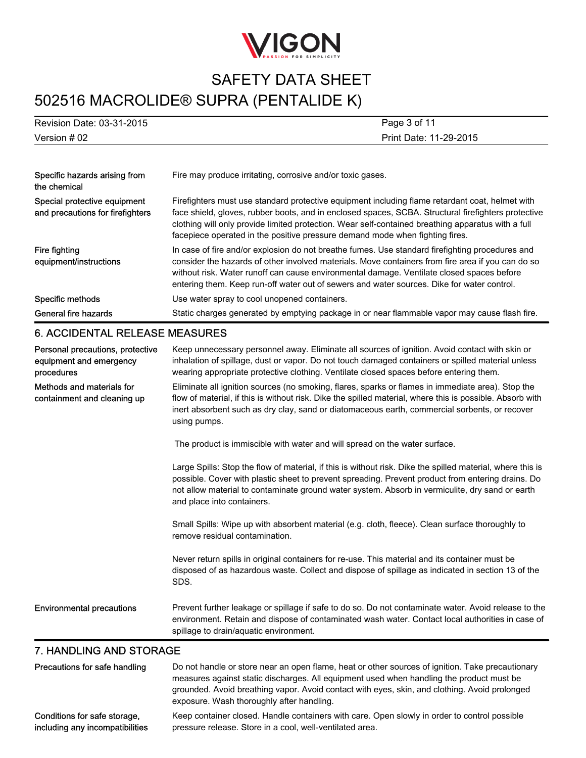| | |
|---|---|
| Specific hazards arising from the chemical | Fire may produce irritating, corrosive and/or toxic gases. |
| Special protective equipment and precautions for firefighters | Firefighters must use standard protective equipment including flame retardant coat, helmet with face shield, gloves, rubber boots, and in enclosed spaces, SCBA. Structural firefighters protective clothing will only provide limited protection. Wear self-contained breathing apparatus with a full facepiece operated in the positive pressure demand mode when fighting fires. |
| Fire fighting equipment/instructions | In case of fire and/or explosion do not breathe fumes. Use standard firefighting procedures and consider the hazards of other involved materials. Move containers from fire area if you can do so without risk. Water runoff can cause environmental damage. Ventilate closed spaces before entering them. Keep run-off water out of sewers and water sources. Dike for water control. |
| Specific methods | Use water spray to cool unopened containers. |
| General fire hazards | Static charges generated by emptying package in or near flammable vapor may cause flash fire. |

## 6. ACCIDENTAL RELEASE MEASURES

**Personal precautions, protective equipment and emergency procedures**

Keep unnecessary personnel away. Eliminate all sources of ignition. Avoid contact with skin or inhalation of spillage, dust or vapor. Do not touch damaged containers or spilled material unless wearing appropriate protective clothing. Ventilate closed spaces before entering them.

**Methods and materials for containment and cleaning up**

Eliminate all ignition sources (no smoking, flares, sparks or flames in immediate area). Stop the flow of material, if this is without risk. Dike the spilled material, where this is possible. Absorb with inert absorbent such as dry clay, sand or diatomaceous earth, commercial sorbents, or recover using pumps.

The product is immiscible with water and will spread on the water surface.

Large Spills: Stop the flow of material, if this is without risk. Dike the spilled material, where this is possible. Cover with plastic sheet to prevent spreading. Prevent product from entering drains. Do not allow material to contaminate ground water system. Absorb in vermiculite, dry sand or earth and place into containers.

Small Spills: Wipe up with absorbent material (e.g. cloth, fleece). Clean surface thoroughly to remove residual contamination.

Never return spills in original containers for re-use. This material and its container must be disposed of as hazardous waste. Collect and dispose of spillage as indicated in section 13 of the SDS.

**Environmental precautions**

Prevent further leakage or spillage if safe to do so. Do not contaminate water. Avoid release to the environment. Retain and dispose of contaminated wash water. Contact local authorities in case of spillage to drain/aquatic environment.

## 7. HANDLING AND STORAGE

**Precautions for safe handling**

Do not handle or store near an open flame, heat or other sources of ignition. Take precautionary measures against static discharges. All equipment used when handling the product must be grounded. Avoid breathing vapor. Avoid contact with eyes, skin, and clothing. Avoid prolonged exposure. Wash thoroughly after handling.

**Conditions for safe storage, including any incompatibilities**

Keep container closed. Handle containers with care. Open slowly in order to control possible pressure release. Store in a cool, well-ventilated area.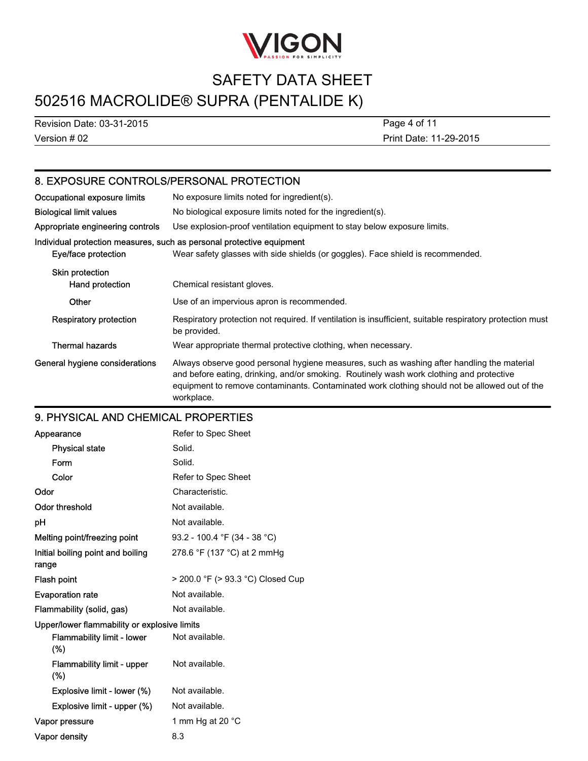## 8. EXPOSURE CONTROLS/PERSONAL PROTECTION

| | |
|---|---|
| Occupational exposure limits | No exposure limits noted for ingredient(s). |
| Biological limit values | No biological exposure limits noted for the ingredient(s). |
| Appropriate engineering controls | Use explosion-proof ventilation equipment to stay below exposure limits. |

**Individual protection measures, such as personal protective equipment**

| | |
|---|---|
| Eye/face protection | Wear safety glasses with side shields (or goggles). Face shield is recommended. |
| Skin protection | |
| Hand protection | Chemical resistant gloves. |
| Other | Use of an impervious apron is recommended. |
| Respiratory protection | Respiratory protection not required. If ventilation is insufficient, suitable respiratory protection must be provided. |
| Thermal hazards | Wear appropriate thermal protective clothing, when necessary. |
| General hygiene considerations | Always observe good personal hygiene measures, such as washing after handling the material and before eating, drinking, and/or smoking. Routinely wash work clothing and protective equipment to remove contaminants. Contaminated work clothing should not be allowed out of the workplace. |

## 9. PHYSICAL AND CHEMICAL PROPERTIES

| | |
|---|---|
| Appearance | Refer to Spec Sheet |
| Physical state | Solid. |
| Form | Solid. |
| Color | Refer to Spec Sheet |
| Odor | Characteristic. |
| Odor threshold | Not available. |
| pH | Not available. |
| Melting point/freezing point | 93.2 - 100.4 °F (34 - 38 °C) |
| Initial boiling point and boiling range | 278.6 °F (137 °C) at 2 mmHg |
| Flash point | > 200.0 °F (> 93.3 °C) Closed Cup |
| Evaporation rate | Not available. |
| Flammability (solid, gas) | Not available. |
| Upper/lower flammability or explosive limits | |
| Flammability limit - lower (%) | Not available. |
| Flammability limit - upper (%) | Not available. |
| Explosive limit - lower (%) | Not available. |
| Explosive limit - upper (%) | Not available. |
| Vapor pressure | 1 mm Hg at 20 °C |
| Vapor density | 8.3 |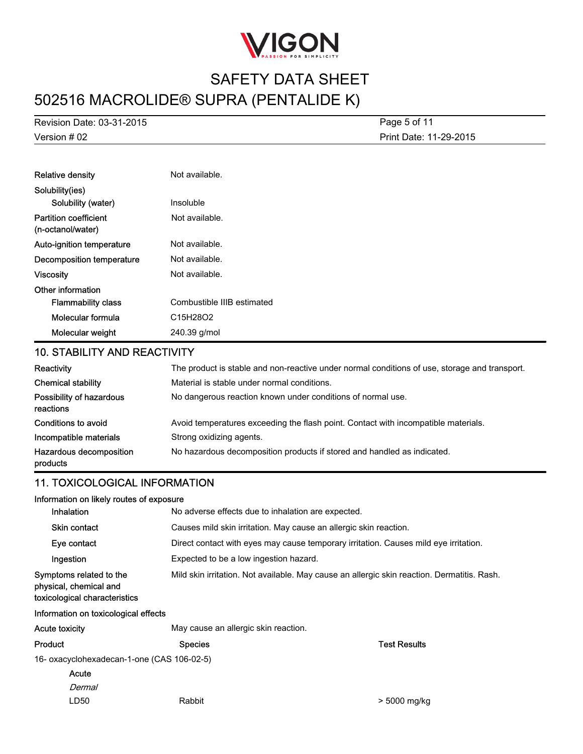| | |
|---|---|
| Relative density | Not available. |
| Solubility(ies) | |
| Solubility (water) | Insoluble |
| Partition coefficient (n-octanol/water) | Not available. |
| Auto-ignition temperature | Not available. |
| Decomposition temperature | Not available. |
| Viscosity | Not available. |
| Other information | |
| Flammability class | Combustible IIIB estimated |
| Molecular formula | $C_{15}H_{28}O_2$ |
| Molecular weight | 240.39 g/mol |

## 10. STABILITY AND REACTIVITY

| | |
|---|---|
| Reactivity | The product is stable and non-reactive under normal conditions of use, storage and transport. |
| Chemical stability | Material is stable under normal conditions. |
| Possibility of hazardous reactions | No dangerous reaction known under conditions of normal use. |
| Conditions to avoid | Avoid temperatures exceeding the flash point. Contact with incompatible materials. |
| Incompatible materials | Strong oxidizing agents. |
| Hazardous decomposition products | No hazardous decomposition products if stored and handled as indicated. |

## 11. TOXICOLOGICAL INFORMATION

**Information on likely routes of exposure**

| | |
|---|---|
| Inhalation | No adverse effects due to inhalation are expected. |
| Skin contact | Causes mild skin irritation. May cause an allergic skin reaction. |
| Eye contact | Direct contact with eyes may cause temporary irritation. Causes mild eye irritation. |
| Ingestion | Expected to be a low ingestion hazard. |
| Symptoms related to the physical, chemical and toxicological characteristics | Mild skin irritation. Not available. May cause an allergic skin reaction. Dermatitis. Rash. |

**Information on toxicological effects**

| | |
|---|---|
| Acute toxicity | May cause an allergic skin reaction. |

| Product | Species | Test Results |
|---|---|---|
| 16- oxacyclohexadecan-1-one (CAS 106-02-5) | | |
| Acute | | |
| *Dermal* | | |
| LD50 | Rabbit | > 5000 mg/kg |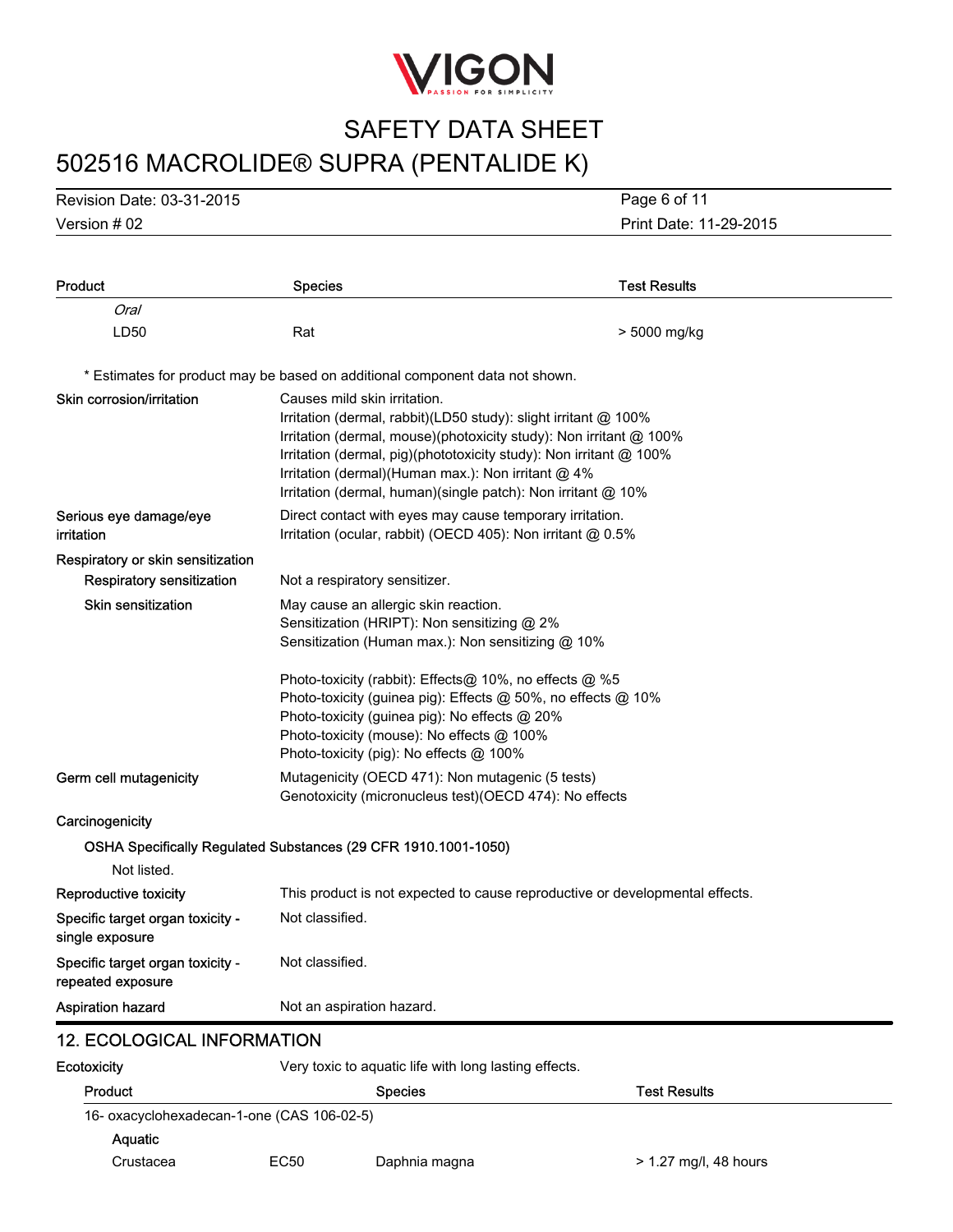| Product | Species | Test Results |
|---|---|---|
| *Oral* | | |
| LD50 | Rat | > 5000 mg/kg |

\* Estimates for product may be based on additional component data not shown.

**Skin corrosion/irritation**

Causes mild skin irritation.
Irritation (dermal, rabbit)(LD50 study): slight irritant @ 100%
Irritation (dermal, mouse)(photoxicity study): Non irritant @ 100%
Irritation (dermal, pig)(phototoxicity study): Non irritant @ 100%
Irritation (dermal)(Human max.): Non irritant @ 4%
Irritation (dermal, human)(single patch): Non irritant @ 10%

**Serious eye damage/eye irritation**

Direct contact with eyes may cause temporary irritation.
Irritation (ocular, rabbit) (OECD 405): Non irritant @ 0.5%

**Respiratory or skin sensitization**

**Respiratory sensitization**

Not a respiratory sensitizer.

**Skin sensitization**

May cause an allergic skin reaction.
Sensitization (HRIPT): Non sensitizing @ 2%
Sensitization (Human max.): Non sensitizing @ 10%

Photo-toxicity (rabbit): Effects@ 10%, no effects @ %5
Photo-toxicity (guinea pig): Effects @ 50%, no effects @ 10%
Photo-toxicity (guinea pig): No effects @ 20%
Photo-toxicity (mouse): No effects @ 100%
Photo-toxicity (pig): No effects @ 100%

**Germ cell mutagenicity**

Mutagenicity (OECD 471): Non mutagenic (5 tests)
Genotoxicity (micronucleus test)(OECD 474): No effects

**Carcinogenicity**

**OSHA Specifically Regulated Substances (29 CFR 1910.1001-1050)**

Not listed.

**Reproductive toxicity**

This product is not expected to cause reproductive or developmental effects.

**Specific target organ toxicity - single exposure**

Not classified.

**Specific target organ toxicity - repeated exposure**

Not classified.

**Aspiration hazard**

Not an aspiration hazard.

## 12. ECOLOGICAL INFORMATION

**Ecotoxicity**

Very toxic to aquatic life with long lasting effects.

| Product | | Species | Test Results |
|---|---|---|---|
| 16- oxacyclohexadecan-1-one (CAS 106-02-5) | | | |
| **Aquatic** | | | |
| Crustacea | EC50 | Daphnia magna | > 1.27 mg/l, 48 hours |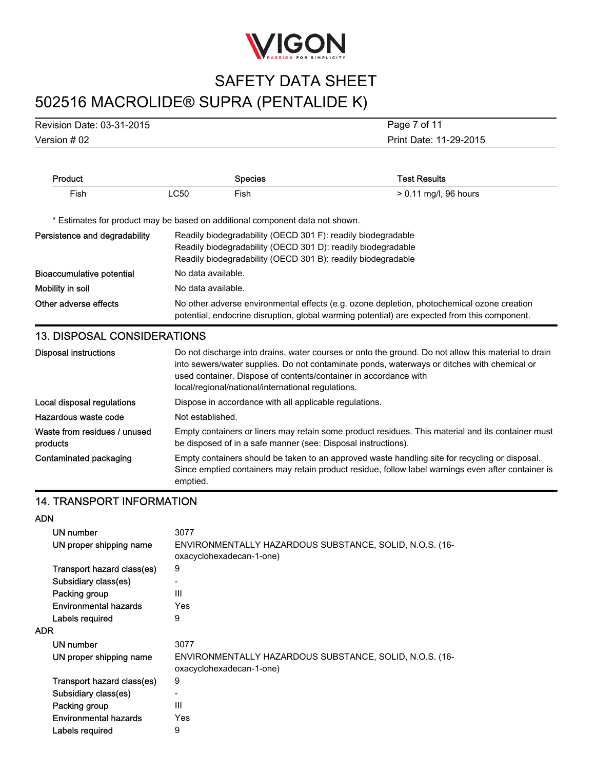| Product | | Species | Test Results |
|---|---|---|---|
| Fish | LC50 | Fish | > 0.11 mg/l, 96 hours |

* Estimates for product may be based on additional component data not shown.

**Persistence and degradability**
Readily biodegradability (OECD 301 F): readily biodegradable
Readily biodegradability (OECD 301 D): readily biodegradable
Readily biodegradability (OECD 301 B): readily biodegradable

**Bioaccumulative potential**
No data available.

**Mobility in soil**
No data available.

**Other adverse effects**
No other adverse environmental effects (e.g. ozone depletion, photochemical ozone creation potential, endocrine disruption, global warming potential) are expected from this component.

## 13. DISPOSAL CONSIDERATIONS

**Disposal instructions**
Do not discharge into drains, water courses or onto the ground. Do not allow this material to drain into sewers/water supplies. Do not contaminate ponds, waterways or ditches with chemical or used container. Dispose of contents/container in accordance with local/regional/national/international regulations.

**Local disposal regulations**
Dispose in accordance with all applicable regulations.

**Hazardous waste code**
Not established.

**Waste from residues / unused products**
Empty containers or liners may retain some product residues. This material and its container must be disposed of in a safe manner (see: Disposal instructions).

**Contaminated packaging**
Empty containers should be taken to an approved waste handling site for recycling or disposal. Since emptied containers may retain product residue, follow label warnings even after container is emptied.

## 14. TRANSPORT INFORMATION

**ADN**

| | |
|---|---|
| UN number | 3077 |
| UN proper shipping name | ENVIRONMENTALLY HAZARDOUS SUBSTANCE, SOLID, N.O.S. (16-oxacyclohexadecan-1-one) |
| Transport hazard class(es) | 9 |
| Subsidiary class(es) | - |
| Packing group | III |
| Environmental hazards | Yes |
| Labels required | 9 |

**ADR**

| | |
|---|---|
| UN number | 3077 |
| UN proper shipping name | ENVIRONMENTALLY HAZARDOUS SUBSTANCE, SOLID, N.O.S. (16-oxacyclohexadecan-1-one) |
| Transport hazard class(es) | 9 |
| Subsidiary class(es) | - |
| Packing group | III |
| Environmental hazards | Yes |
| Labels required | 9 |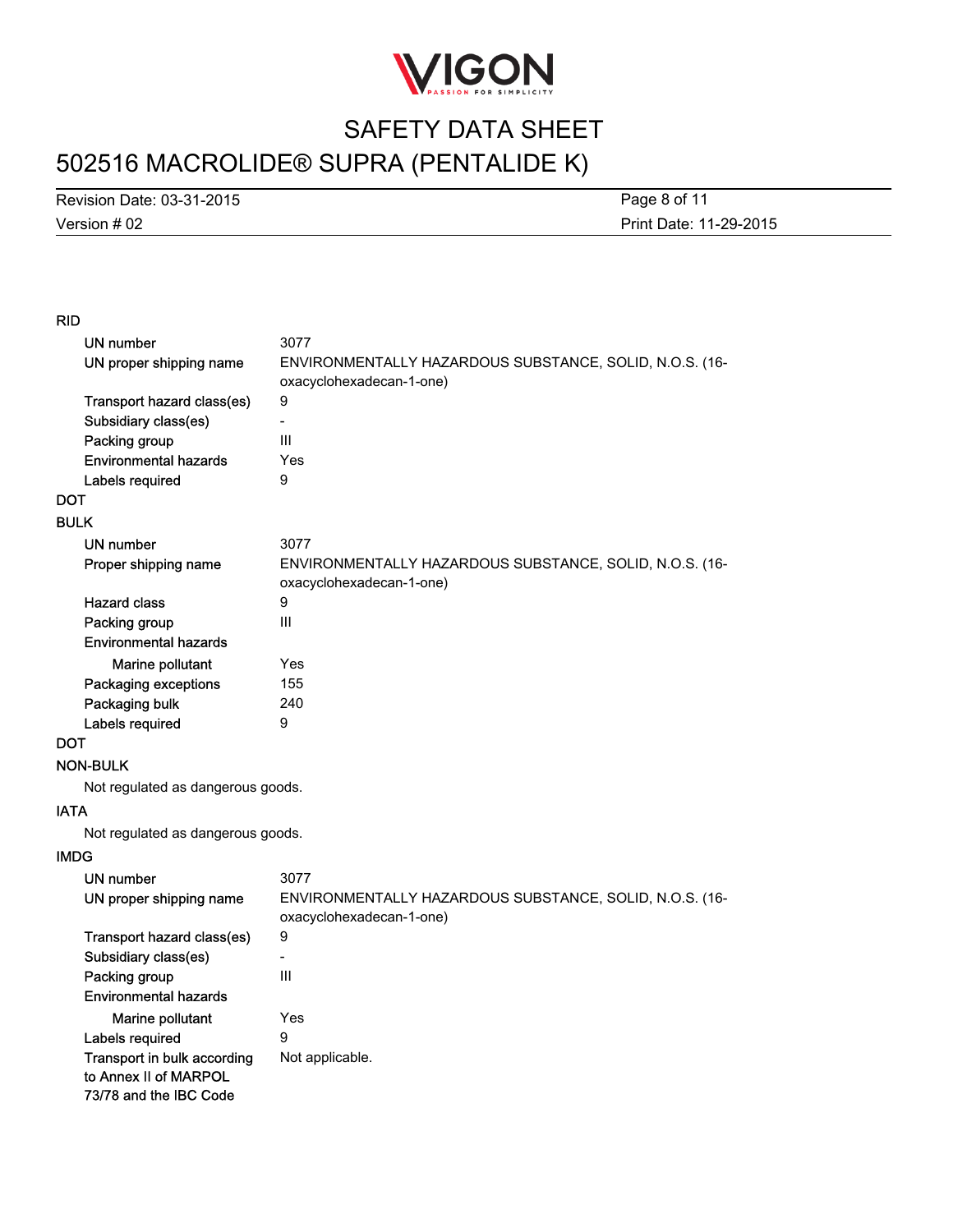### RID

| | |
|---|---|
| UN number | 3077 |
| UN proper shipping name | ENVIRONMENTALLY HAZARDOUS SUBSTANCE, SOLID, N.O.S. (16-oxacyclohexadecan-1-one) |
| Transport hazard class(es) | 9 |
| Subsidiary class(es) | - |
| Packing group | III |
| Environmental hazards | Yes |
| Labels required | 9 |

### DOT

### BULK

| | |
|---|---|
| UN number | 3077 |
| Proper shipping name | ENVIRONMENTALLY HAZARDOUS SUBSTANCE, SOLID, N.O.S. (16-oxacyclohexadecan-1-one) |
| Hazard class | 9 |
| Packing group | III |
| Environmental hazards | |
| Marine pollutant | Yes |
| Packaging exceptions | 155 |
| Packaging bulk | 240 |
| Labels required | 9 |

### DOT

### NON-BULK

Not regulated as dangerous goods.

### IATA

Not regulated as dangerous goods.

### IMDG

| | |
|---|---|
| UN number | 3077 |
| UN proper shipping name | ENVIRONMENTALLY HAZARDOUS SUBSTANCE, SOLID, N.O.S. (16-oxacyclohexadecan-1-one) |
| Transport hazard class(es) | 9 |
| Subsidiary class(es) | - |
| Packing group | III |
| Environmental hazards | |
| Marine pollutant | Yes |
| Labels required | 9 |
| Transport in bulk according to Annex II of MARPOL 73/78 and the IBC Code | Not applicable. |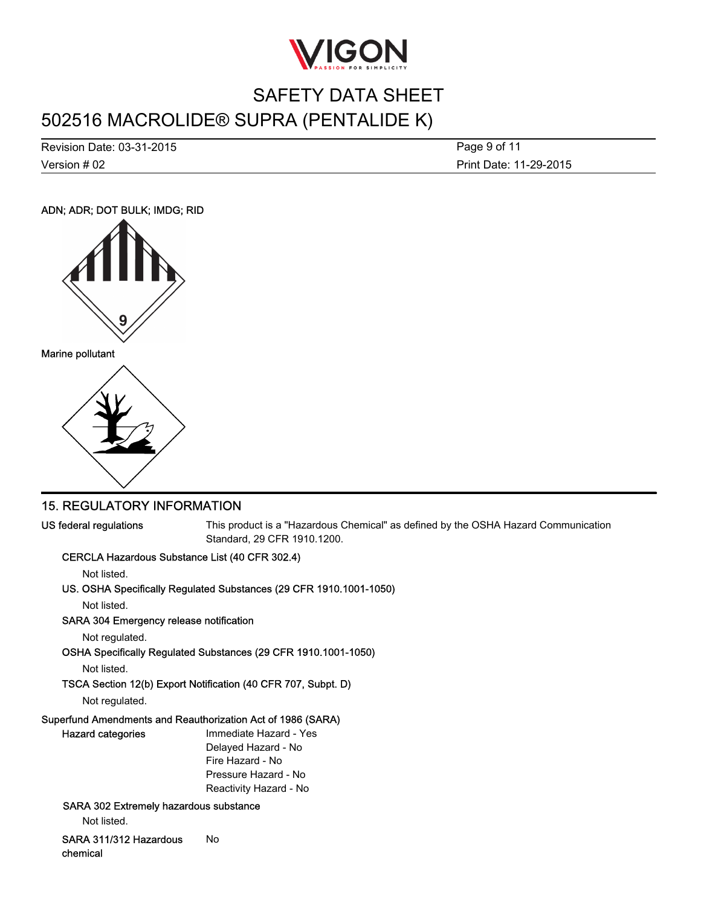ADN; ADR; DOT BULK; IMDG; RID

Marine pollutant

## 15. REGULATORY INFORMATION

**US federal regulations** This product is a "Hazardous Chemical" as defined by the OSHA Hazard Communication Standard, 29 CFR 1910.1200.

**CERCLA Hazardous Substance List (40 CFR 302.4)**

Not listed.

**US. OSHA Specifically Regulated Substances (29 CFR 1910.1001-1050)**

Not listed.

**SARA 304 Emergency release notification**

Not regulated.

**OSHA Specifically Regulated Substances (29 CFR 1910.1001-1050)**

Not listed.

**TSCA Section 12(b) Export Notification (40 CFR 707, Subpt. D)**

Not regulated.

**Superfund Amendments and Reauthorization Act of 1986 (SARA)**

**Hazard categories**

- Immediate Hazard - Yes
- Delayed Hazard - No
- Fire Hazard - No
- Pressure Hazard - No
- Reactivity Hazard - No

**SARA 302 Extremely hazardous substance**

Not listed.

**SARA 311/312 Hazardous chemical** No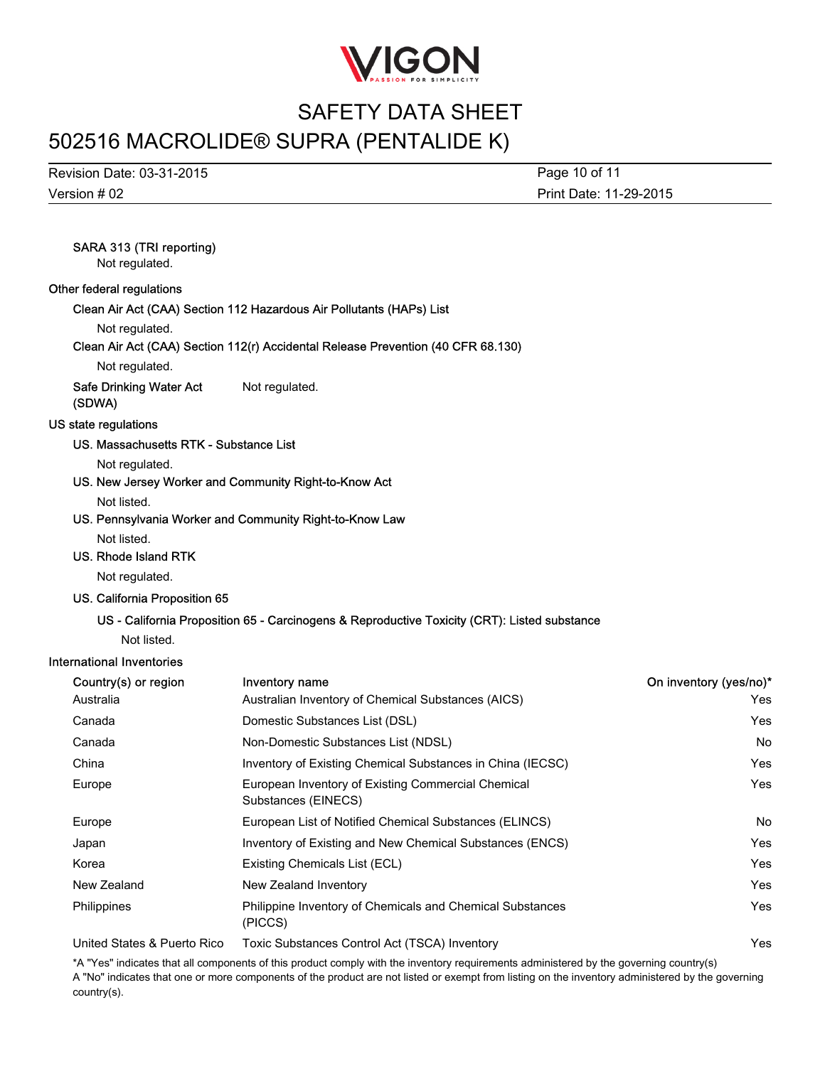### SARA 313 (TRI reporting)

Not regulated.

## Other federal regulations

### Clean Air Act (CAA) Section 112 Hazardous Air Pollutants (HAPs) List

Not regulated.

### Clean Air Act (CAA) Section 112(r) Accidental Release Prevention (40 CFR 68.130)

Not regulated.

**Safe Drinking Water Act (SDWA)** Not regulated.

## US state regulations

### US. Massachusetts RTK - Substance List

Not regulated.

### US. New Jersey Worker and Community Right-to-Know Act

Not listed.

### US. Pennsylvania Worker and Community Right-to-Know Law

Not listed.

### US. Rhode Island RTK

Not regulated.

### US. California Proposition 65

#### US - California Proposition 65 - Carcinogens & Reproductive Toxicity (CRT): Listed substance

Not listed.

## International Inventories

| Country(s) or region | Inventory name | On inventory (yes/no)* |
|---|---|---|
| Australia | Australian Inventory of Chemical Substances (AICS) | Yes |
| Canada | Domestic Substances List (DSL) | Yes |
| Canada | Non-Domestic Substances List (NDSL) | No |
| China | Inventory of Existing Chemical Substances in China (IECSC) | Yes |
| Europe | European Inventory of Existing Commercial Chemical Substances (EINECS) | Yes |
| Europe | European List of Notified Chemical Substances (ELINCS) | No |
| Japan | Inventory of Existing and New Chemical Substances (ENCS) | Yes |
| Korea | Existing Chemicals List (ECL) | Yes |
| New Zealand | New Zealand Inventory | Yes |
| Philippines | Philippine Inventory of Chemicals and Chemical Substances (PICCS) | Yes |
| United States & Puerto Rico | Toxic Substances Control Act (TSCA) Inventory | Yes |

*A "Yes" indicates that all components of this product comply with the inventory requirements administered by the governing country(s)
A "No" indicates that one or more components of the product are not listed or exempt from listing on the inventory administered by the governing country(s).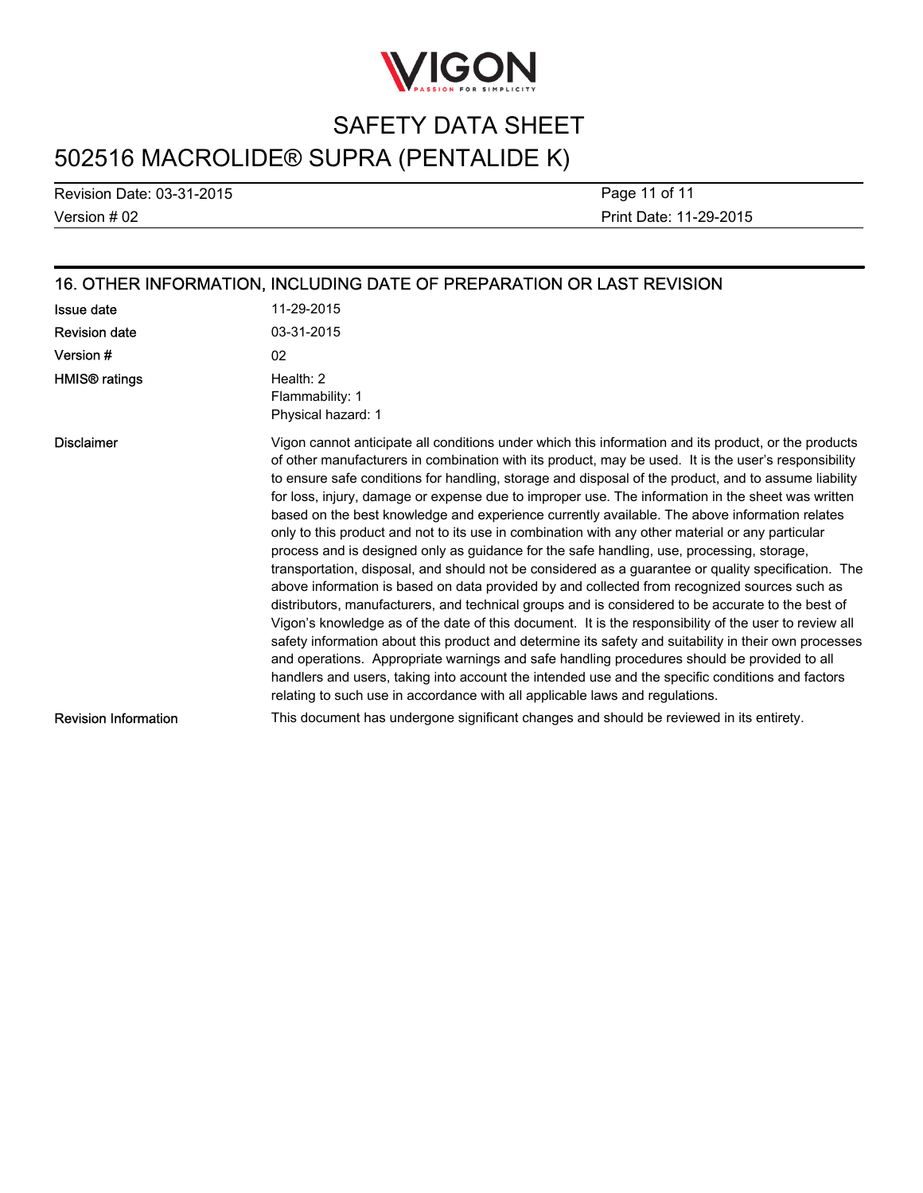## 16. OTHER INFORMATION, INCLUDING DATE OF PREPARATION OR LAST REVISION

| | |
|---|---|
| Issue date | 11-29-2015 |
| Revision date | 03-31-2015 |
| Version # | 02 |
| HMIS® ratings | Health: 2<br>Flammability: 1<br>Physical hazard: 1 |
| Disclaimer | Vigon cannot anticipate all conditions under which this information and its product, or the products of other manufacturers in combination with its product, may be used. It is the user's responsibility to ensure safe conditions for handling, storage and disposal of the product, and to assume liability for loss, injury, damage or expense due to improper use. The information in the sheet was written based on the best knowledge and experience currently available. The above information relates only to this product and not to its use in combination with any other material or any particular process and is designed only as guidance for the safe handling, use, processing, storage, transportation, disposal, and should not be considered as a guarantee or quality specification. The above information is based on data provided by and collected from recognized sources such as distributors, manufacturers, and technical groups and is considered to be accurate to the best of Vigon's knowledge as of the date of this document. It is the responsibility of the user to review all safety information about this product and determine its safety and suitability in their own processes and operations. Appropriate warnings and safe handling procedures should be provided to all handlers and users, taking into account the intended use and the specific conditions and factors relating to such use in accordance with all applicable laws and regulations. |
| Revision Information | This document has undergone significant changes and should be reviewed in its entirety. |